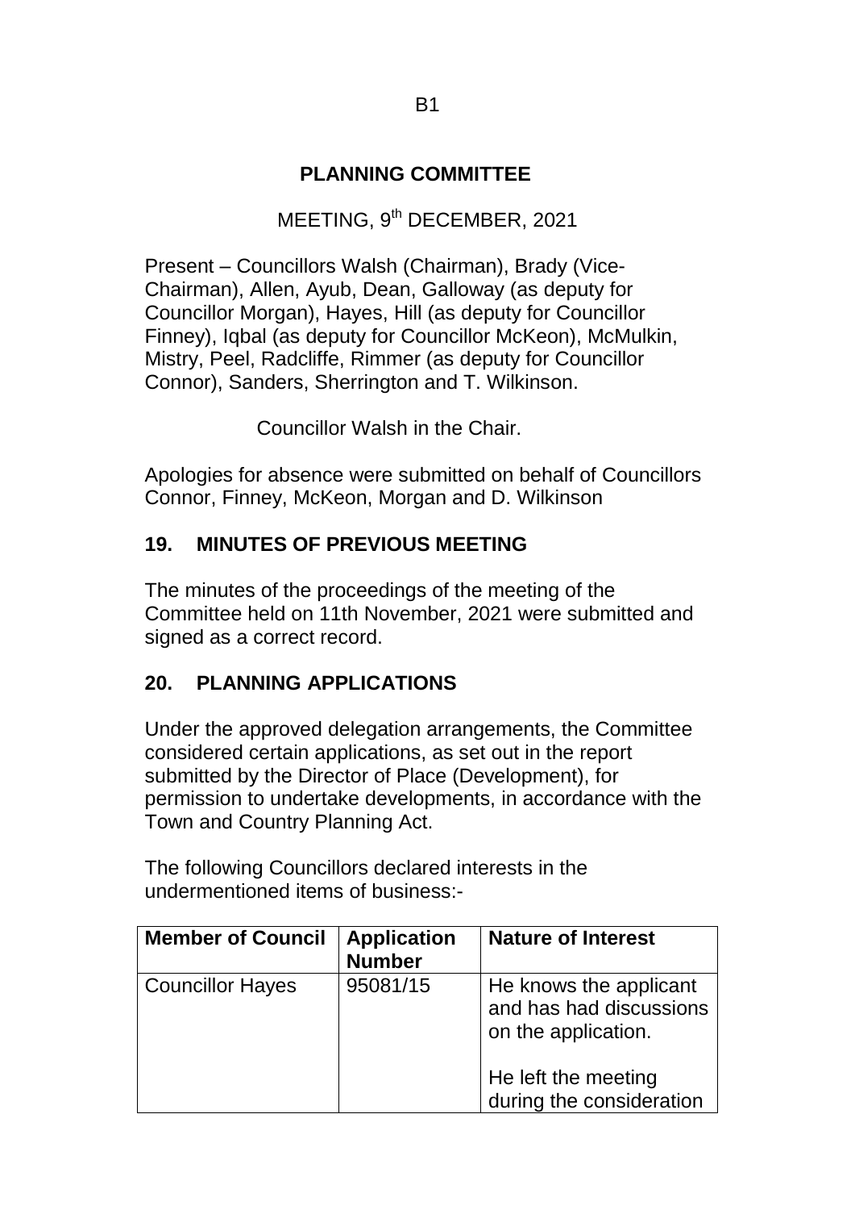# PLANNING COMMITTEE

MEETING, 9th DECEMBER, 2021

Present – Councillors Walsh (Chairman), Brady (Vice-Chairman), Allen, Ayub, Dean, Galloway (as deputy for Councillor Morgan), Hayes, Hill (as deputy for Councillor Finney), Iqbal (as deputy for Councillor McKeon), McMulkin, Mistry, Peel, Radcliffe, Rimmer (as deputy for Councillor Connor), Sanders, Sherrington and T. Wilkinson.

Councillor Walsh in the Chair.

Apologies for absence were submitted on behalf of Councillors Connor, Finney, McKeon, Morgan and D. Wilkinson

## 19. MINUTES OF PREVIOUS MEETING

The minutes of the proceedings of the meeting of the Committee held on 11th November, 2021 were submitted and signed as a correct record.

## 20. PLANNING APPLICATIONS

Under the approved delegation arrangements, the Committee considered certain applications, as set out in the report submitted by the Director of Place (Development), for permission to undertake developments, in accordance with the Town and Country Planning Act.

The following Councillors declared interests in the undermentioned items of business:-

| Member of Council | Application Number | Nature of Interest |
|---|---|---|
| Councillor Hayes | 95081/15 | He knows the applicant and has had discussions on the application.<br><br>He left the meeting during the consideration |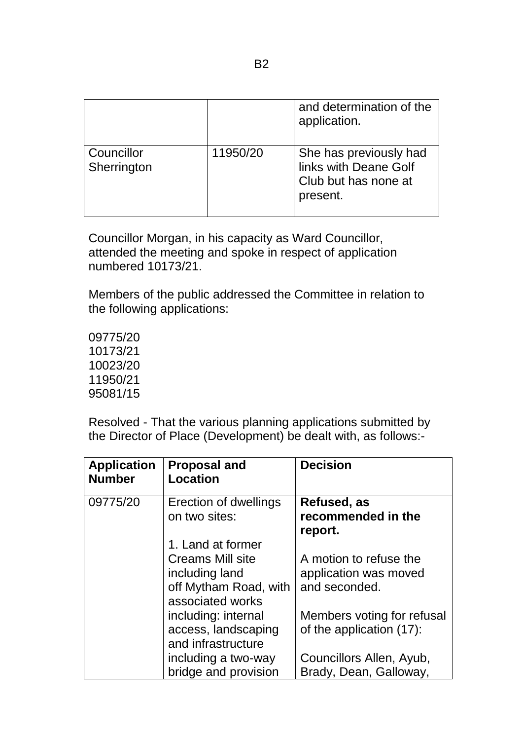| | | and determination of the application. |
|---|---|---|
| Councillor Sherrington | 11950/20 | She has previously had links with Deane Golf Club but has none at present. |

Councillor Morgan, in his capacity as Ward Councillor, attended the meeting and spoke in respect of application numbered 10173/21.

Members of the public addressed the Committee in relation to the following applications:

09775/20
10173/21
10023/20
11950/21
95081/15

Resolved - That the various planning applications submitted by the Director of Place (Development) be dealt with, as follows:-

| Application Number | Proposal and Location | Decision |
|---|---|---|
| 09775/20 | Erection of dwellings on two sites:<br><br>1. Land at former Creams Mill site including land off Mytham Road, with associated works including: internal access, landscaping and infrastructure including a two-way bridge and provision | **Refused, as recommended in the report.**<br><br>A motion to refuse the application was moved and seconded.<br><br>Members voting for refusal of the application (17):<br><br>Councillors Allen, Ayub, Brady, Dean, Galloway, |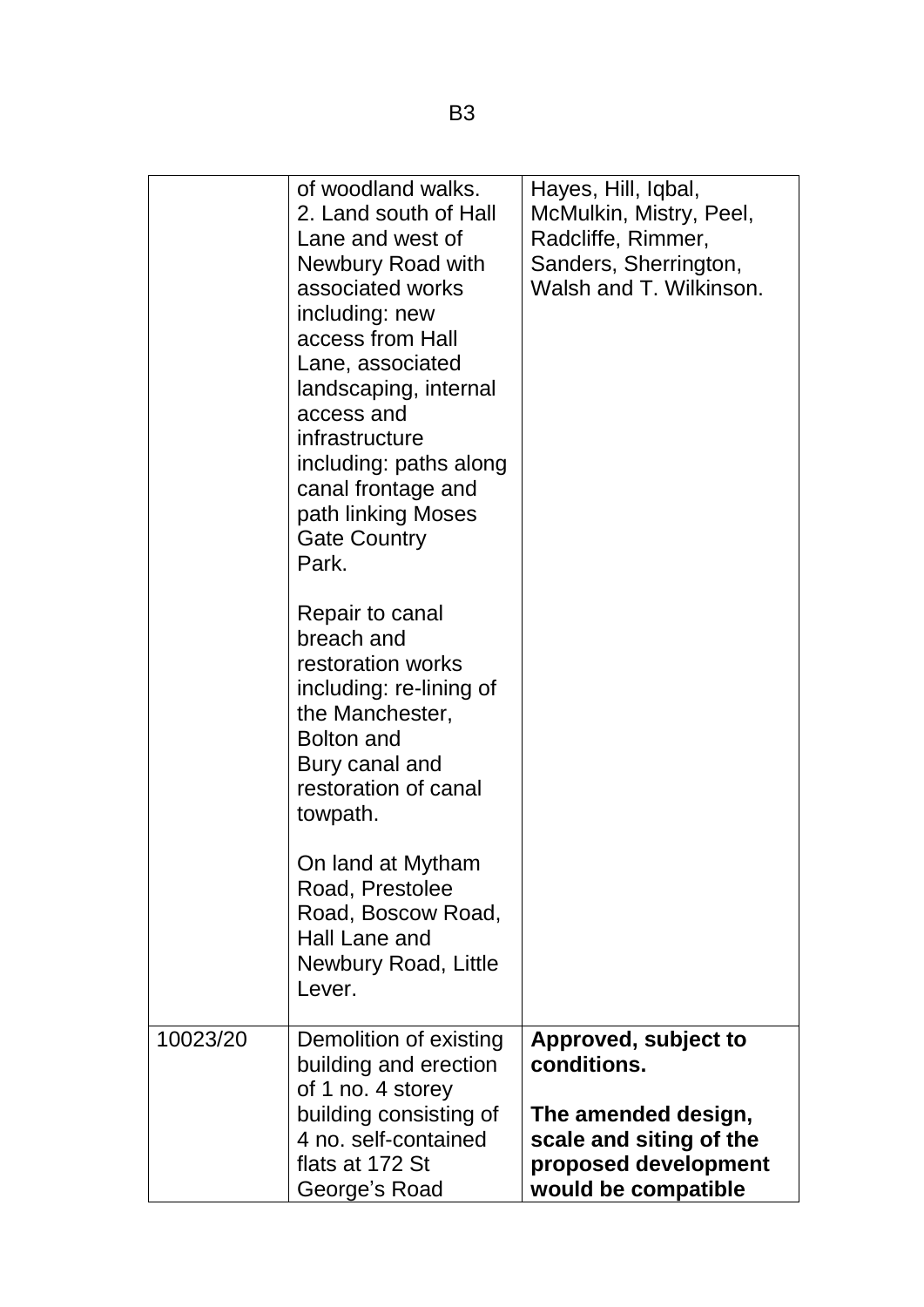| | | |
|---|---|---|
| | of woodland walks.<br>2. Land south of Hall Lane and west of Newbury Road with associated works including: new access from Hall Lane, associated landscaping, internal access and infrastructure including: paths along canal frontage and path linking Moses Gate Country Park.<br><br>Repair to canal breach and restoration works including: re-lining of the Manchester, Bolton and Bury canal and restoration of canal towpath.<br><br>On land at Mytham Road, Prestolee Road, Boscow Road, Hall Lane and Newbury Road, Little Lever. | Hayes, Hill, Iqbal, McMulkin, Mistry, Peel, Radcliffe, Rimmer, Sanders, Sherrington, Walsh and T. Wilkinson. |
| 10023/20 | Demolition of existing building and erection of 1 no. 4 storey building consisting of 4 no. self-contained flats at 172 St George's Road | **Approved, subject to conditions.**<br><br>**The amended design, scale and siting of the proposed development would be compatible** |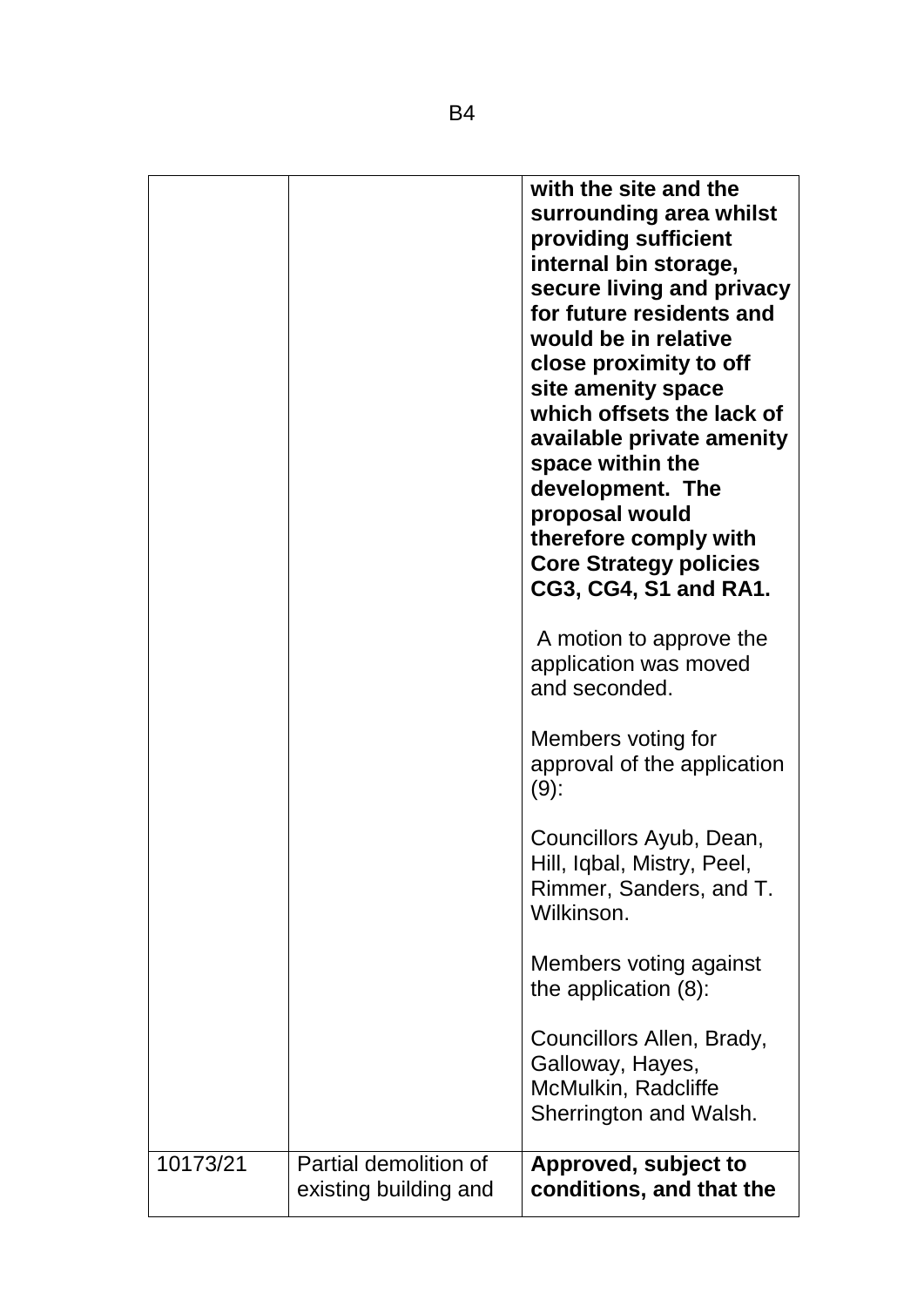| | | |
|---|---|---|
| | | **with the site and the surrounding area whilst providing sufficient internal bin storage, secure living and privacy for future residents and would be in relative close proximity to off site amenity space which offsets the lack of available private amenity space within the development. The proposal would therefore comply with Core Strategy policies CG3, CG4, S1 and RA1.**<br><br>A motion to approve the application was moved and seconded.<br><br>Members voting for approval of the application (9):<br><br>Councillors Ayub, Dean, Hill, Iqbal, Mistry, Peel, Rimmer, Sanders, and T. Wilkinson.<br><br>Members voting against the application (8):<br><br>Councillors Allen, Brady, Galloway, Hayes, McMulkin, Radcliffe Sherrington and Walsh. |
| 10173/21 | Partial demolition of existing building and | **Approved, subject to conditions, and that the** |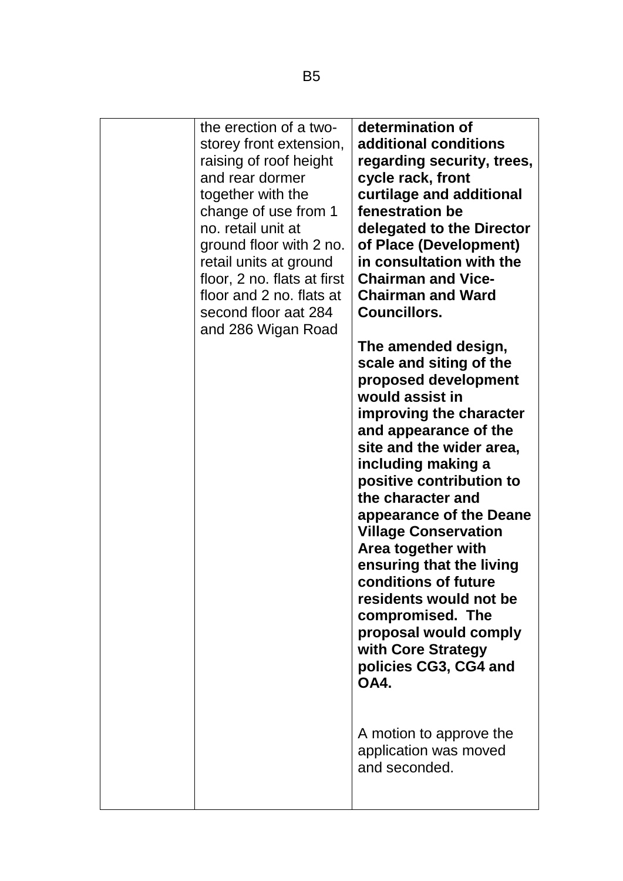| | | |
|---|---|---|
| | the erection of a two-storey front extension, raising of roof height and rear dormer together with the change of use from 1 no. retail unit at ground floor with 2 no. retail units at ground floor, 2 no. flats at first floor and 2 no. flats at second floor aat 284 and 286 Wigan Road | **determination of additional conditions regarding security, trees, cycle rack, front curtilage and additional fenestration be delegated to the Director of Place (Development) in consultation with the Chairman and Vice-Chairman and Ward Councillors.**<br><br>**The amended design, scale and siting of the proposed development would assist in improving the character and appearance of the site and the wider area, including making a positive contribution to the character and appearance of the Deane Village Conservation Area together with ensuring that the living conditions of future residents would not be compromised. The proposal would comply with Core Strategy policies CG3, CG4 and OA4.**<br><br>A motion to approve the application was moved and seconded. |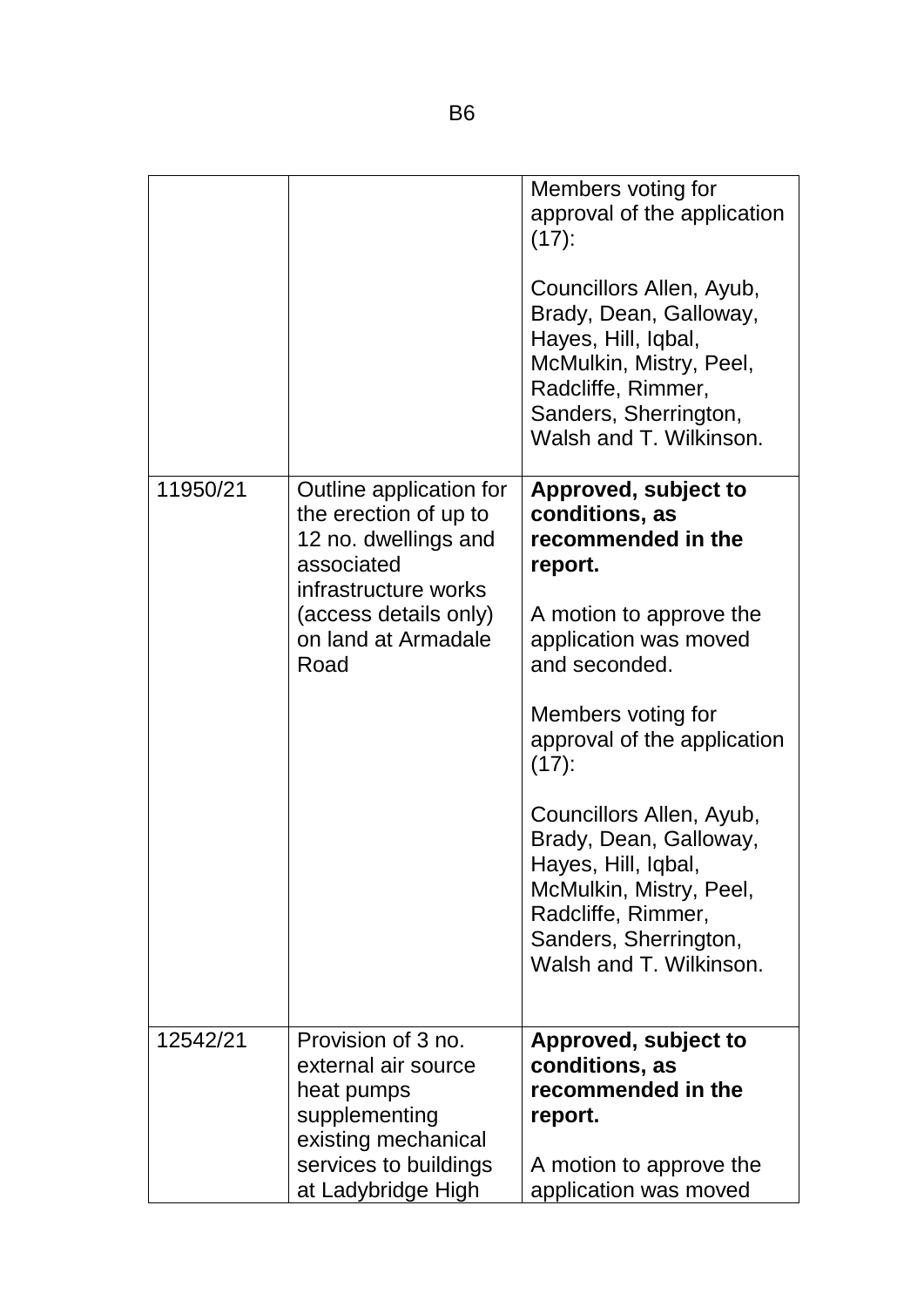| | | |
|---|---|---|
| | | Members voting for approval of the application (17):<br><br>Councillors Allen, Ayub, Brady, Dean, Galloway, Hayes, Hill, Iqbal, McMulkin, Mistry, Peel, Radcliffe, Rimmer, Sanders, Sherrington, Walsh and T. Wilkinson. |
| 11950/21 | Outline application for the erection of up to 12 no. dwellings and associated infrastructure works (access details only) on land at Armadale Road | **Approved, subject to conditions, as recommended in the report.**<br><br>A motion to approve the application was moved and seconded.<br><br>Members voting for approval of the application (17):<br><br>Councillors Allen, Ayub, Brady, Dean, Galloway, Hayes, Hill, Iqbal, McMulkin, Mistry, Peel, Radcliffe, Rimmer, Sanders, Sherrington, Walsh and T. Wilkinson. |
| 12542/21 | Provision of 3 no. external air source heat pumps supplementing existing mechanical services to buildings at Ladybridge High | **Approved, subject to conditions, as recommended in the report.**<br><br>A motion to approve the application was moved |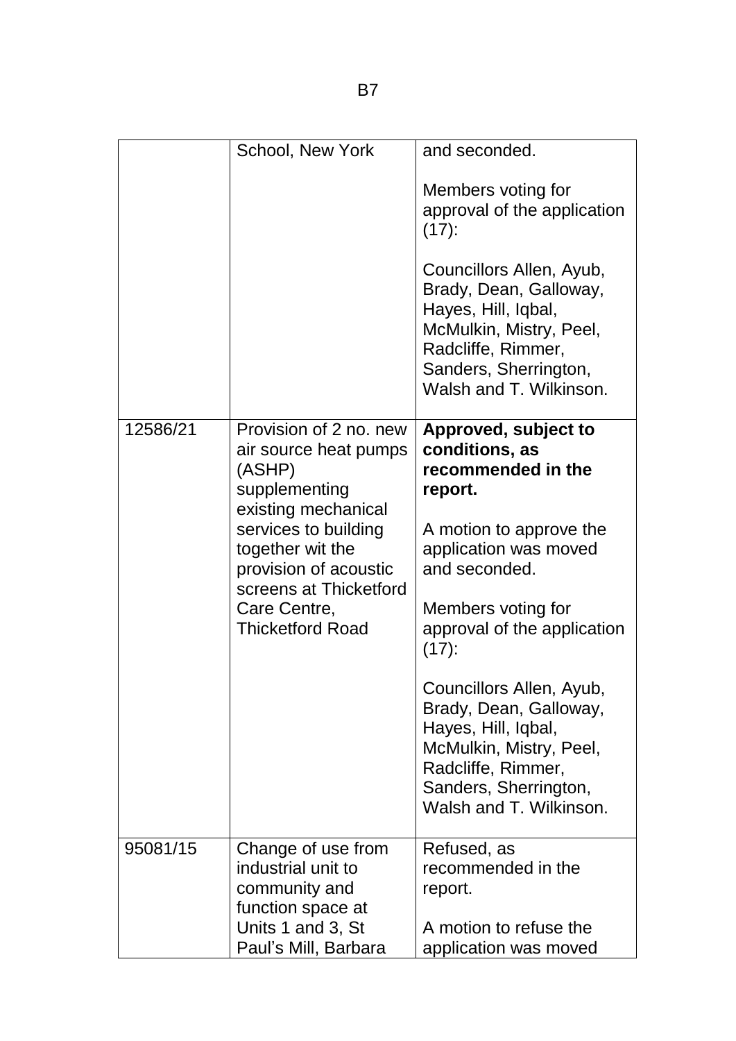|  | School, New York | and seconded.<br><br>Members voting for approval of the application (17):<br><br>Councillors Allen, Ayub, Brady, Dean, Galloway, Hayes, Hill, Iqbal, McMulkin, Mistry, Peel, Radcliffe, Rimmer, Sanders, Sherrington, Walsh and T. Wilkinson. |
| --- | --- | --- |
| 12586/21 | Provision of 2 no. new air source heat pumps (ASHP) supplementing existing mechanical services to building together wit the provision of acoustic screens at Thicketford Care Centre, Thicketford Road | **Approved, subject to conditions, as recommended in the report.**<br><br>A motion to approve the application was moved and seconded.<br><br>Members voting for approval of the application (17):<br><br>Councillors Allen, Ayub, Brady, Dean, Galloway, Hayes, Hill, Iqbal, McMulkin, Mistry, Peel, Radcliffe, Rimmer, Sanders, Sherrington, Walsh and T. Wilkinson. |
| 95081/15 | Change of use from industrial unit to community and function space at Units 1 and 3, St Paul's Mill, Barbara | Refused, as recommended in the report.<br><br>A motion to refuse the application was moved |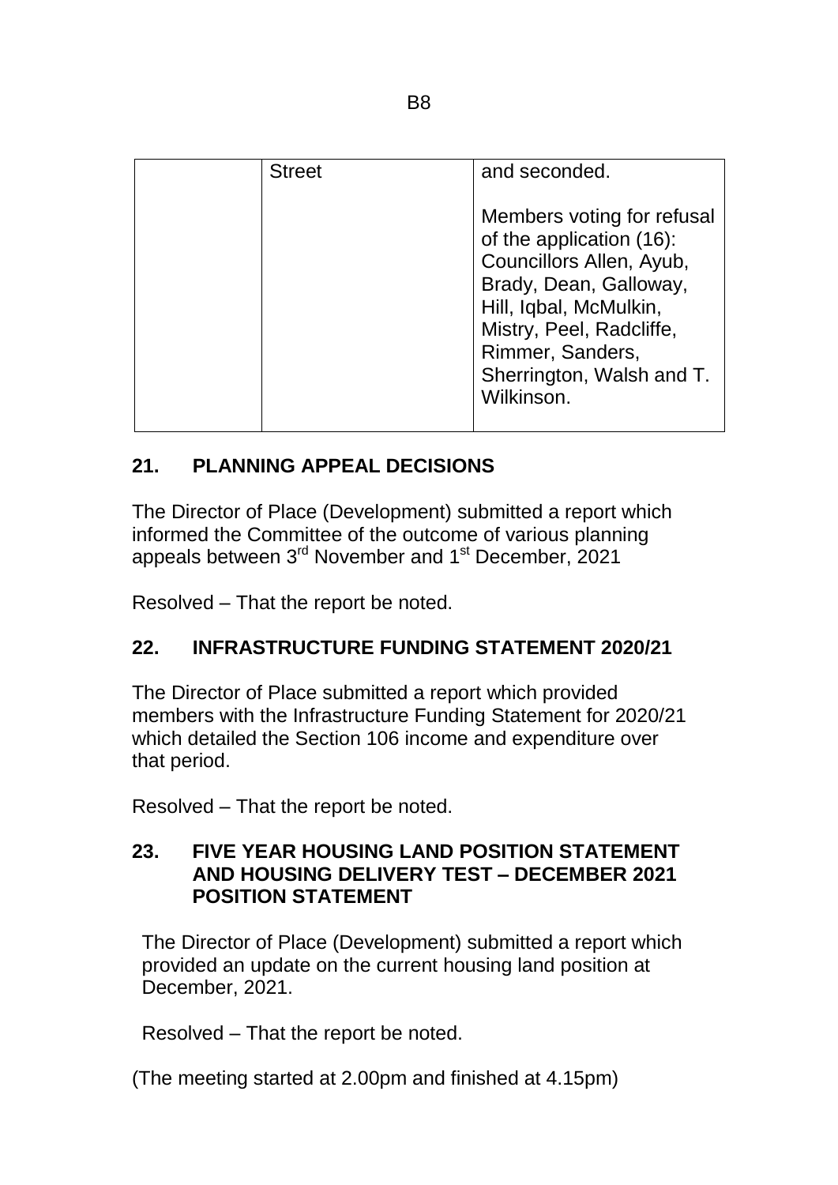| | | |
|---|---|---|
| | Street | and seconded.<br><br>Members voting for refusal of the application (16): Councillors Allen, Ayub, Brady, Dean, Galloway, Hill, Iqbal, McMulkin, Mistry, Peel, Radcliffe, Rimmer, Sanders, Sherrington, Walsh and T. Wilkinson. |

## 21. PLANNING APPEAL DECISIONS

The Director of Place (Development) submitted a report which informed the Committee of the outcome of various planning appeals between 3rd November and 1st December, 2021

Resolved – That the report be noted.

## 22. INFRASTRUCTURE FUNDING STATEMENT 2020/21

The Director of Place submitted a report which provided members with the Infrastructure Funding Statement for 2020/21 which detailed the Section 106 income and expenditure over that period.

Resolved – That the report be noted.

## 23. FIVE YEAR HOUSING LAND POSITION STATEMENT AND HOUSING DELIVERY TEST – DECEMBER 2021 POSITION STATEMENT

The Director of Place (Development) submitted a report which provided an update on the current housing land position at December, 2021.

Resolved – That the report be noted.

(The meeting started at 2.00pm and finished at 4.15pm)